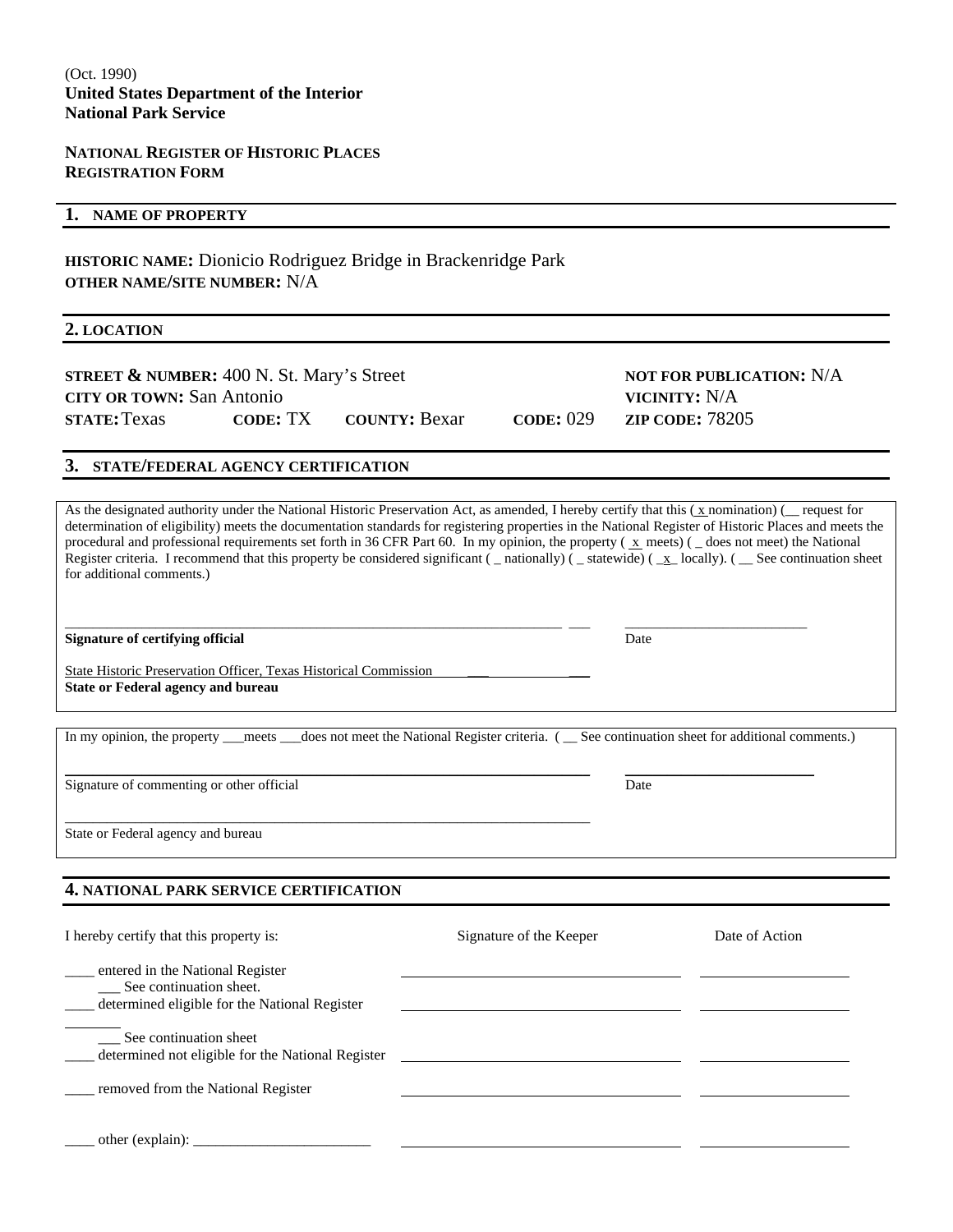(Oct. 1990)
**United States Department of the Interior**
**National Park Service**

**NATIONAL REGISTER OF HISTORIC PLACES**
**REGISTRATION FORM**

## 1. NAME OF PROPERTY

**HISTORIC NAME:** Dionicio Rodriguez Bridge in Brackenridge Park
**OTHER NAME/SITE NUMBER:** N/A

## 2. LOCATION

**STREET & NUMBER:** 400 N. St. Mary's Street — **NOT FOR PUBLICATION:** N/A
**CITY OR TOWN:** San Antonio — **VICINITY:** N/A
**STATE:** Texas **CODE:** TX **COUNTY:** Bexar **CODE:** 029 **ZIP CODE:** 78205

## 3. STATE/FEDERAL AGENCY CERTIFICATION

As the designated authority under the National Historic Preservation Act, as amended, I hereby certify that this ( x nomination) (__ request for determination of eligibility) meets the documentation standards for registering properties in the National Register of Historic Places and meets the procedural and professional requirements set forth in 36 CFR Part 60. In my opinion, the property ( x meets) ( _ does not meet) the National Register criteria. I recommend that this property be considered significant ( _ nationally) ( _ statewide) ( _x_ locally). ( __ See continuation sheet for additional comments.)

_______________________________________ _______________
**Signature of certifying official** — Date

State Historic Preservation Officer, Texas Historical Commission
**State or Federal agency and bureau**

In my opinion, the property ___meets ___does not meet the National Register criteria. ( __ See continuation sheet for additional comments.)

_______________________________________ _______________
Signature of commenting or other official — Date

_______________________________________
State or Federal agency and bureau

## 4. NATIONAL PARK SERVICE CERTIFICATION

| I hereby certify that this property is: | Signature of the Keeper | Date of Action |
|---|---|---|
| ____ entered in the National Register<br>___ See continuation sheet. | | |
| ____ determined eligible for the National Register | | |
| ___ See continuation sheet<br>____ determined not eligible for the National Register | | |
| ____ removed from the National Register | | |
| ____ other (explain): ________________ | | |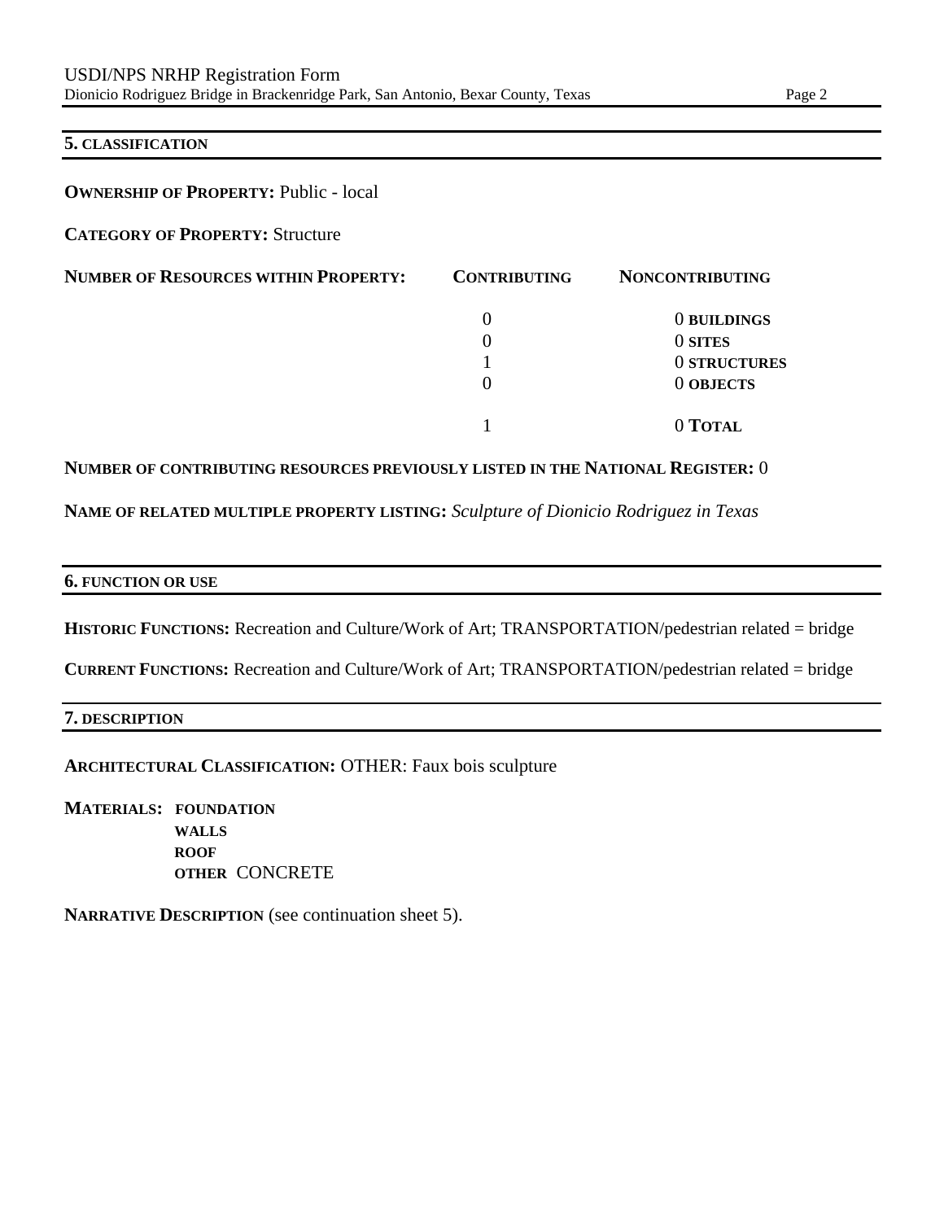## 5. CLASSIFICATION

**OWNERSHIP OF PROPERTY:** Public - local

**CATEGORY OF PROPERTY:** Structure

| NUMBER OF RESOURCES WITHIN PROPERTY: | CONTRIBUTING | NONCONTRIBUTING | |
|---|---|---|---|
| | 0 | 0 | BUILDINGS |
| | 0 | 0 | SITES |
| | 1 | 0 | STRUCTURES |
| | 0 | 0 | OBJECTS |
| | 1 | 0 | TOTAL |

**NUMBER OF CONTRIBUTING RESOURCES PREVIOUSLY LISTED IN THE NATIONAL REGISTER:** 0

**NAME OF RELATED MULTIPLE PROPERTY LISTING:** *Sculpture of Dionicio Rodriguez in Texas*

## 6. FUNCTION OR USE

**HISTORIC FUNCTIONS:** Recreation and Culture/Work of Art; TRANSPORTATION/pedestrian related = bridge

**CURRENT FUNCTIONS:** Recreation and Culture/Work of Art; TRANSPORTATION/pedestrian related = bridge

## 7. DESCRIPTION

**ARCHITECTURAL CLASSIFICATION:** OTHER: Faux bois sculpture

**MATERIALS:**
- **FOUNDATION**
- **WALLS**
- **ROOF**
- **OTHER** CONCRETE

**NARRATIVE DESCRIPTION** (see continuation sheet 5).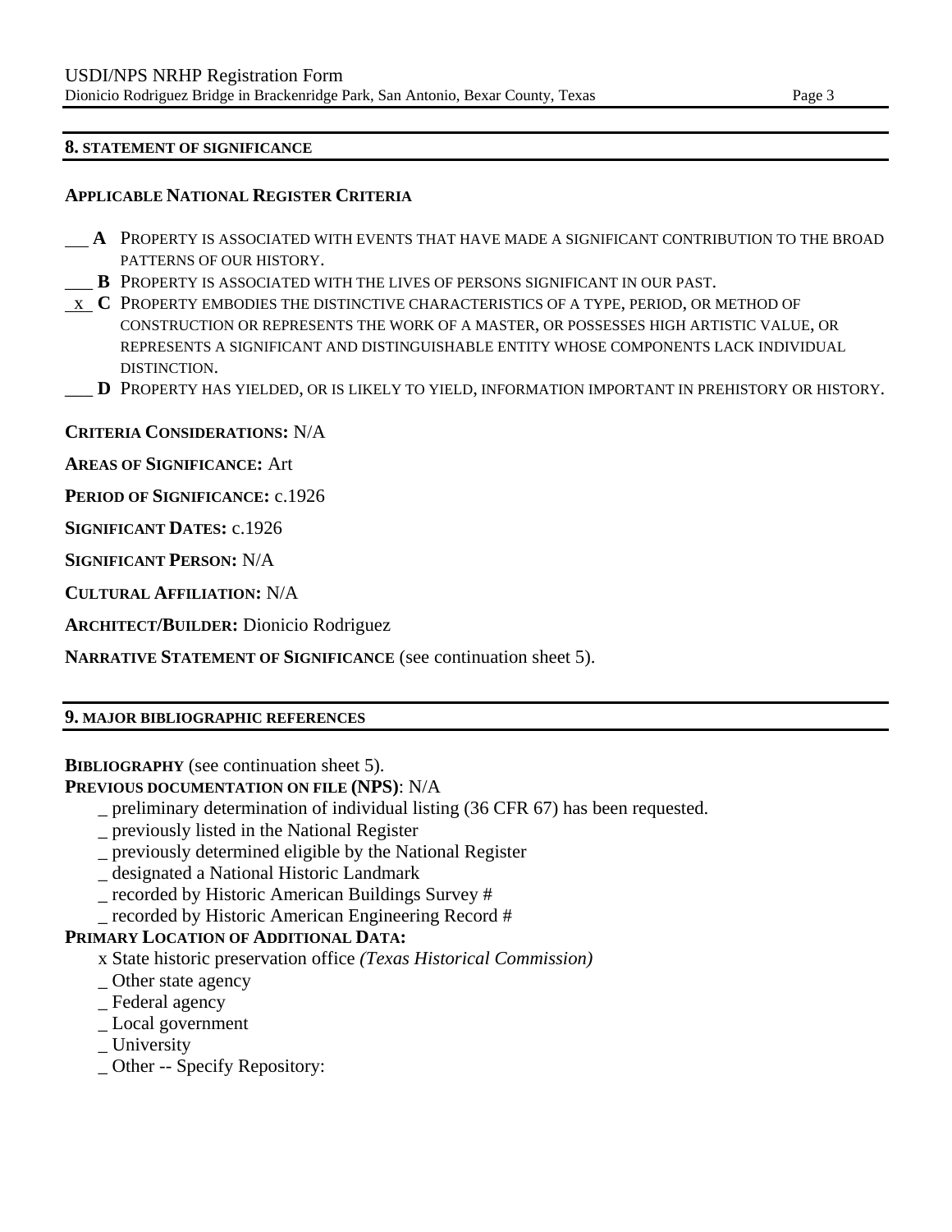## 8. STATEMENT OF SIGNIFICANCE

### APPLICABLE NATIONAL REGISTER CRITERIA

- ___ **A** PROPERTY IS ASSOCIATED WITH EVENTS THAT HAVE MADE A SIGNIFICANT CONTRIBUTION TO THE BROAD PATTERNS OF OUR HISTORY.
- ___ **B** PROPERTY IS ASSOCIATED WITH THE LIVES OF PERSONS SIGNIFICANT IN OUR PAST.
- _x_ **C** PROPERTY EMBODIES THE DISTINCTIVE CHARACTERISTICS OF A TYPE, PERIOD, OR METHOD OF CONSTRUCTION OR REPRESENTS THE WORK OF A MASTER, OR POSSESSES HIGH ARTISTIC VALUE, OR REPRESENTS A SIGNIFICANT AND DISTINGUISHABLE ENTITY WHOSE COMPONENTS LACK INDIVIDUAL DISTINCTION.
- ___ **D** PROPERTY HAS YIELDED, OR IS LIKELY TO YIELD, INFORMATION IMPORTANT IN PREHISTORY OR HISTORY.

**CRITERIA CONSIDERATIONS:** N/A

**AREAS OF SIGNIFICANCE:** Art

**PERIOD OF SIGNIFICANCE:** c.1926

**SIGNIFICANT DATES:** c.1926

**SIGNIFICANT PERSON:** N/A

**CULTURAL AFFILIATION:** N/A

**ARCHITECT/BUILDER:** Dionicio Rodriguez

**NARRATIVE STATEMENT OF SIGNIFICANCE** (see continuation sheet 5).

## 9. MAJOR BIBLIOGRAPHIC REFERENCES

**BIBLIOGRAPHY** (see continuation sheet 5).

**PREVIOUS DOCUMENTATION ON FILE (NPS)**: N/A

- _ preliminary determination of individual listing (36 CFR 67) has been requested.
- _ previously listed in the National Register
- _ previously determined eligible by the National Register
- _ designated a National Historic Landmark
- _ recorded by Historic American Buildings Survey #
- _ recorded by Historic American Engineering Record #

**PRIMARY LOCATION OF ADDITIONAL DATA:**

- x State historic preservation office *(Texas Historical Commission)*
- _ Other state agency
- _ Federal agency
- _ Local government
- _ University
- _ Other -- Specify Repository: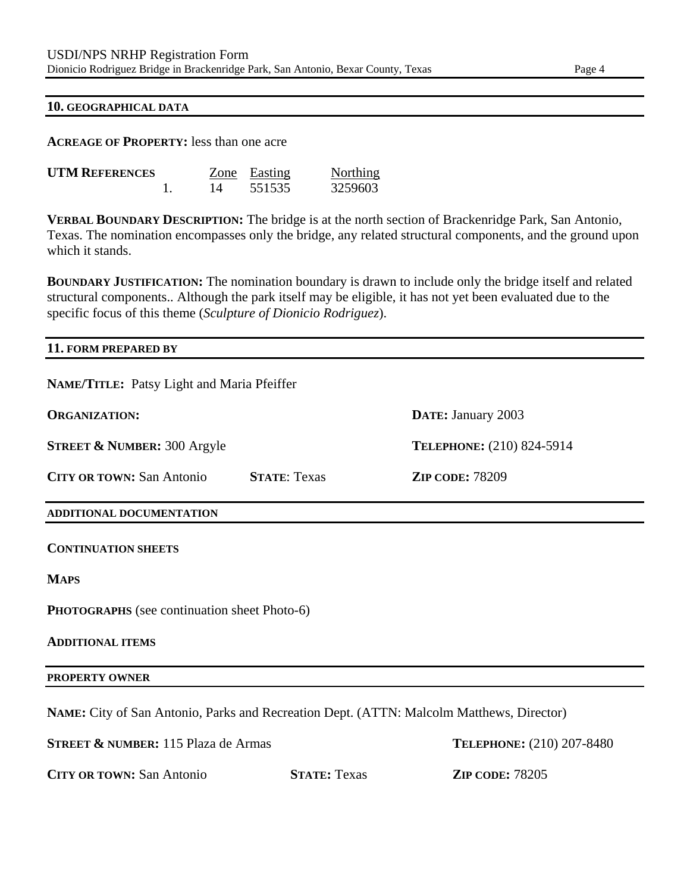## 10. GEOGRAPHICAL DATA

**ACREAGE OF PROPERTY:** less than one acre

| UTM REFERENCES | | Zone | Easting | Northing |
|---|---|---|---|---|
| | 1. | 14 | 551535 | 3259603 |

**VERBAL BOUNDARY DESCRIPTION:** The bridge is at the north section of Brackenridge Park, San Antonio, Texas. The nomination encompasses only the bridge, any related structural components, and the ground upon which it stands.

**BOUNDARY JUSTIFICATION:** The nomination boundary is drawn to include only the bridge itself and related structural components.. Although the park itself may be eligible, it has not yet been evaluated due to the specific focus of this theme (*Sculpture of Dionicio Rodriguez*).

## 11. FORM PREPARED BY

**NAME/TITLE:** Patsy Light and Maria Pfeiffer

**ORGANIZATION:**

**DATE:** January 2003

**STREET & NUMBER:** 300 Argyle

**TELEPHONE:** (210) 824-5914

**CITY OR TOWN:** San Antonio **STATE:** Texas **ZIP CODE:** 78209

## ADDITIONAL DOCUMENTATION

**CONTINUATION SHEETS**

**MAPS**

**PHOTOGRAPHS** (see continuation sheet Photo-6)

**ADDITIONAL ITEMS**

## PROPERTY OWNER

**NAME:** City of San Antonio, Parks and Recreation Dept. (ATTN: Malcolm Matthews, Director)

**STREET & NUMBER:** 115 Plaza de Armas

**TELEPHONE:** (210) 207-8480

**CITY OR TOWN:** San Antonio **STATE:** Texas **ZIP CODE:** 78205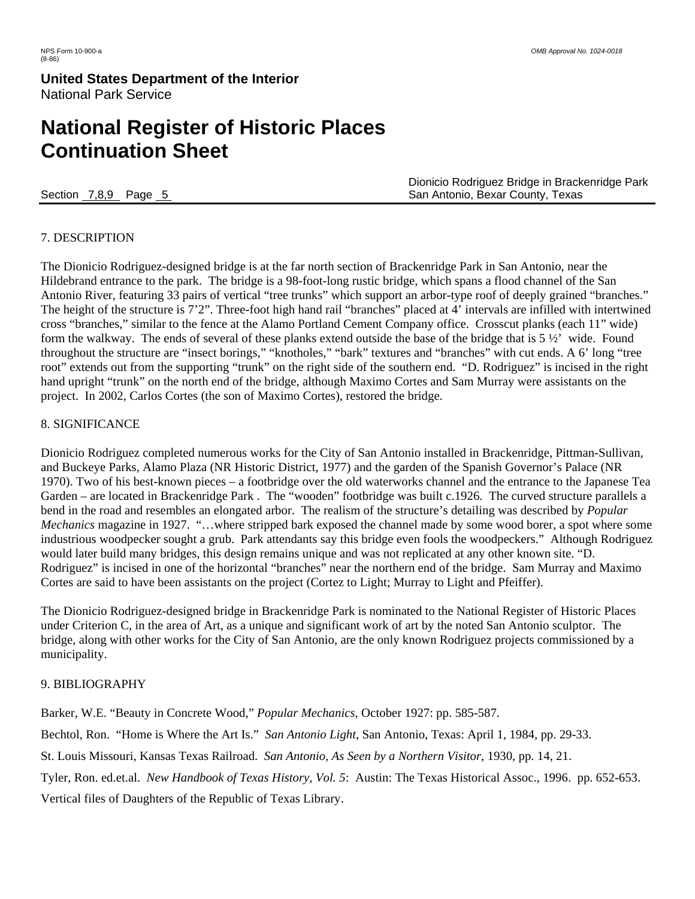**United States Department of the Interior**
National Park Service

# National Register of Historic Places Continuation Sheet

Section 7,8,9 Page 5

Dionicio Rodriguez Bridge in Brackenridge Park
San Antonio, Bexar County, Texas

## 7. DESCRIPTION

The Dionicio Rodriguez-designed bridge is at the far north section of Brackenridge Park in San Antonio, near the Hildebrand entrance to the park. The bridge is a 98-foot-long rustic bridge, which spans a flood channel of the San Antonio River, featuring 33 pairs of vertical "tree trunks" which support an arbor-type roof of deeply grained "branches." The height of the structure is 7'2". Three-foot high hand rail "branches" placed at 4' intervals are infilled with intertwined cross "branches," similar to the fence at the Alamo Portland Cement Company office. Crosscut planks (each 11" wide) form the walkway. The ends of several of these planks extend outside the base of the bridge that is 5 ½' wide. Found throughout the structure are "insect borings," "knotholes," "bark" textures and "branches" with cut ends. A 6' long "tree root" extends out from the supporting "trunk" on the right side of the southern end. "D. Rodriguez" is incised in the right hand upright "trunk" on the north end of the bridge, although Maximo Cortes and Sam Murray were assistants on the project. In 2002, Carlos Cortes (the son of Maximo Cortes), restored the bridge.

## 8. SIGNIFICANCE

Dionicio Rodriguez completed numerous works for the City of San Antonio installed in Brackenridge, Pittman-Sullivan, and Buckeye Parks, Alamo Plaza (NR Historic District, 1977) and the garden of the Spanish Governor's Palace (NR 1970). Two of his best-known pieces – a footbridge over the old waterworks channel and the entrance to the Japanese Tea Garden – are located in Brackenridge Park . The "wooden" footbridge was built c.1926. The curved structure parallels a bend in the road and resembles an elongated arbor. The realism of the structure's detailing was described by *Popular Mechanics* magazine in 1927. "…where stripped bark exposed the channel made by some wood borer, a spot where some industrious woodpecker sought a grub. Park attendants say this bridge even fools the woodpeckers." Although Rodriguez would later build many bridges, this design remains unique and was not replicated at any other known site. "D. Rodriguez" is incised in one of the horizontal "branches" near the northern end of the bridge. Sam Murray and Maximo Cortes are said to have been assistants on the project (Cortez to Light; Murray to Light and Pfeiffer).

The Dionicio Rodriguez-designed bridge in Brackenridge Park is nominated to the National Register of Historic Places under Criterion C, in the area of Art, as a unique and significant work of art by the noted San Antonio sculptor. The bridge, along with other works for the City of San Antonio, are the only known Rodriguez projects commissioned by a municipality.

## 9. BIBLIOGRAPHY

Barker, W.E. "Beauty in Concrete Wood," *Popular Mechanics*, October 1927: pp. 585-587.

Bechtol, Ron. "Home is Where the Art Is." *San Antonio Light*, San Antonio, Texas: April 1, 1984, pp. 29-33.

St. Louis Missouri, Kansas Texas Railroad. *San Antonio, As Seen by a Northern Visitor*, 1930, pp. 14, 21.

Tyler, Ron. ed.et.al. *New Handbook of Texas History, Vol. 5*: Austin: The Texas Historical Assoc., 1996. pp. 652-653.

Vertical files of Daughters of the Republic of Texas Library.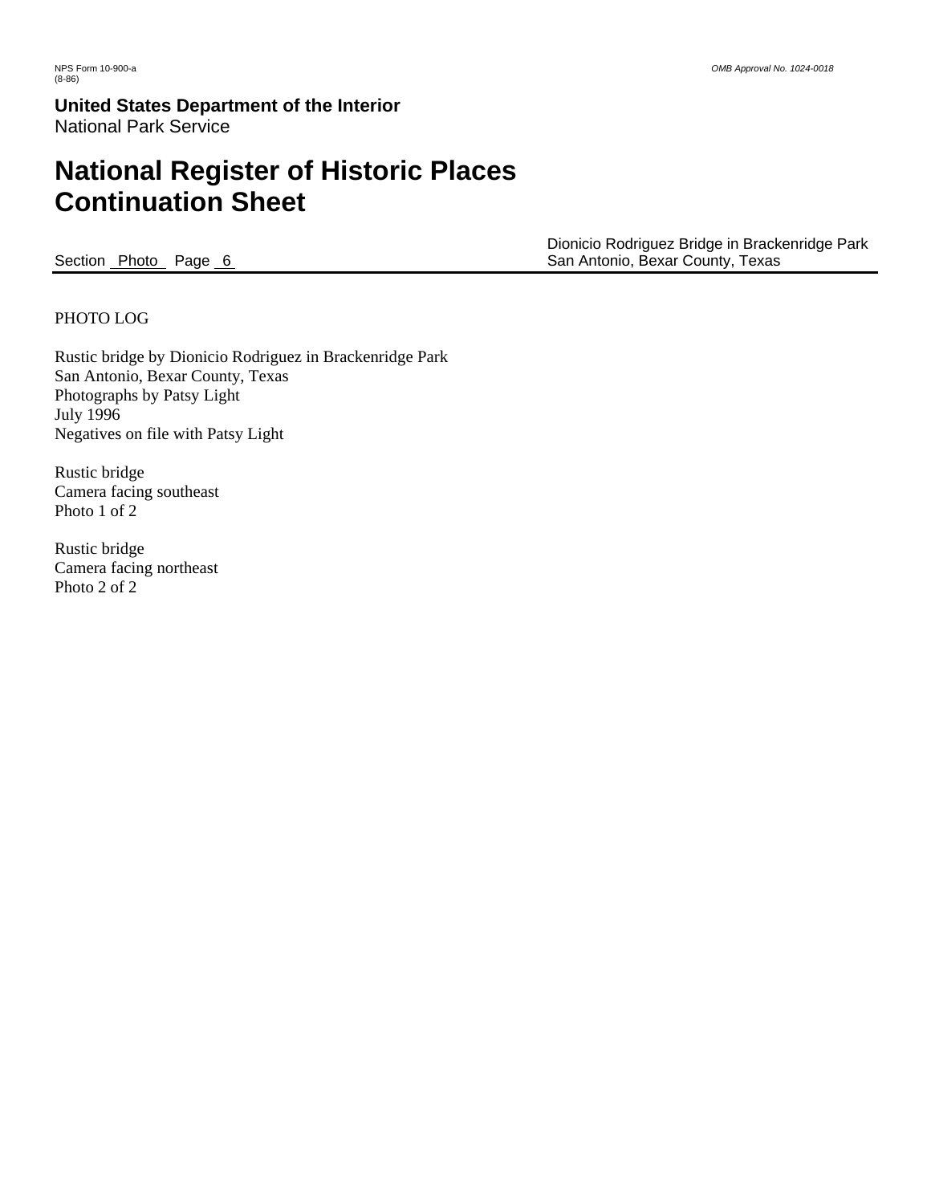PHOTO LOG

Rustic bridge by Dionicio Rodriguez in Brackenridge Park
San Antonio, Bexar County, Texas
Photographs by Patsy Light
July 1996
Negatives on file with Patsy Light

Rustic bridge
Camera facing southeast
Photo 1 of 2

Rustic bridge
Camera facing northeast
Photo 2 of 2